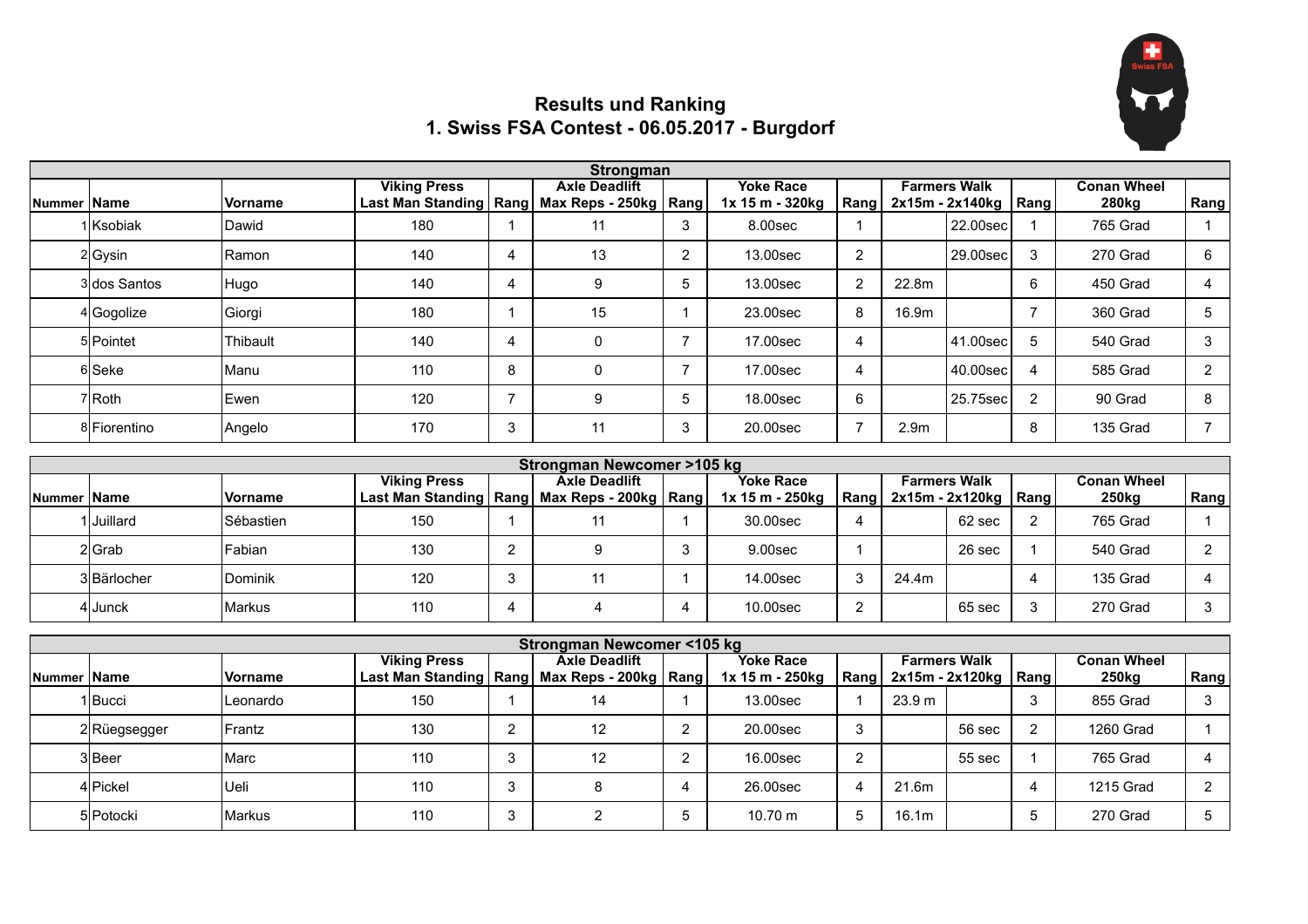# Results und Ranking
# 1. Swiss FSA Contest - 06.05.2017 - Burgdorf

| Strongman | | | | | | | | | | | | | |
|---|---|---|---|---|---|---|---|---|---|---|---|---|---|
| Nummer | Name | Vorname | Viking Press Last Man Standing | Rang | Axle Deadlift Max Reps - 250kg | Rang | Yoke Race 1x 15 m - 320kg | Rang | Farmers Walk 2x15m - 2x140kg | | Rang | Conan Wheel 280kg | Rang |
| 1 | Ksobiak | Dawid | 180 | 1 | 11 | 3 | 8.00sec | 1 | | 22.00sec | 1 | 765 Grad | 1 |
| 2 | Gysin | Ramon | 140 | 4 | 13 | 2 | 13.00sec | 2 | | 29.00sec | 3 | 270 Grad | 6 |
| 3 | dos Santos | Hugo | 140 | 4 | 9 | 5 | 13.00sec | 2 | 22.8m | | 6 | 450 Grad | 4 |
| 4 | Gogolize | Giorgi | 180 | 1 | 15 | 1 | 23.00sec | 8 | 16.9m | | 7 | 360 Grad | 5 |
| 5 | Pointet | Thibault | 140 | 4 | 0 | 7 | 17.00sec | 4 | | 41.00sec | 5 | 540 Grad | 3 |
| 6 | Seke | Manu | 110 | 8 | 0 | 7 | 17.00sec | 4 | | 40.00sec | 4 | 585 Grad | 2 |
| 7 | Roth | Ewen | 120 | 7 | 9 | 5 | 18.00sec | 6 | | 25.75sec | 2 | 90 Grad | 8 |
| 8 | Fiorentino | Angelo | 170 | 3 | 11 | 3 | 20.00sec | 7 | 2.9m | | 8 | 135 Grad | 7 |

| Strongman Newcomer >105 kg | | | | | | | | | | | | | |
|---|---|---|---|---|---|---|---|---|---|---|---|---|---|
| Nummer | Name | Vorname | Viking Press Last Man Standing | Rang | Axle Deadlift Max Reps - 200kg | Rang | Yoke Race 1x 15 m - 250kg | Rang | Farmers Walk 2x15m - 2x120kg | | Rang | Conan Wheel 250kg | Rang |
| 1 | Juillard | Sébastien | 150 | 1 | 11 | 1 | 30.00sec | 4 | | 62 sec | 2 | 765 Grad | 1 |
| 2 | Grab | Fabian | 130 | 2 | 9 | 3 | 9.00sec | 1 | | 26 sec | 1 | 540 Grad | 2 |
| 3 | Bärlocher | Dominik | 120 | 3 | 11 | 1 | 14.00sec | 3 | 24.4m | | 4 | 135 Grad | 4 |
| 4 | Junck | Markus | 110 | 4 | 4 | 4 | 10.00sec | 2 | | 65 sec | 3 | 270 Grad | 3 |

| Strongman Newcomer <105 kg | | | | | | | | | | | | | |
|---|---|---|---|---|---|---|---|---|---|---|---|---|---|
| Nummer | Name | Vorname | Viking Press Last Man Standing | Rang | Axle Deadlift Max Reps - 200kg | Rang | Yoke Race 1x 15 m - 250kg | Rang | Farmers Walk 2x15m - 2x120kg | | Rang | Conan Wheel 250kg | Rang |
| 1 | Bucci | Leonardo | 150 | 1 | 14 | 1 | 13.00sec | 1 | 23.9 m | | 3 | 855 Grad | 3 |
| 2 | Rüegsegger | Frantz | 130 | 2 | 12 | 2 | 20.00sec | 3 | | 56 sec | 2 | 1260 Grad | 1 |
| 3 | Beer | Marc | 110 | 3 | 12 | 2 | 16.00sec | 2 | | 55 sec | 1 | 765 Grad | 4 |
| 4 | Pickel | Ueli | 110 | 3 | 8 | 4 | 26.00sec | 4 | 21.6m | | 4 | 1215 Grad | 2 |
| 5 | Potocki | Markus | 110 | 3 | 2 | 5 | 10.70 m | 5 | 16.1m | | 5 | 270 Grad | 5 |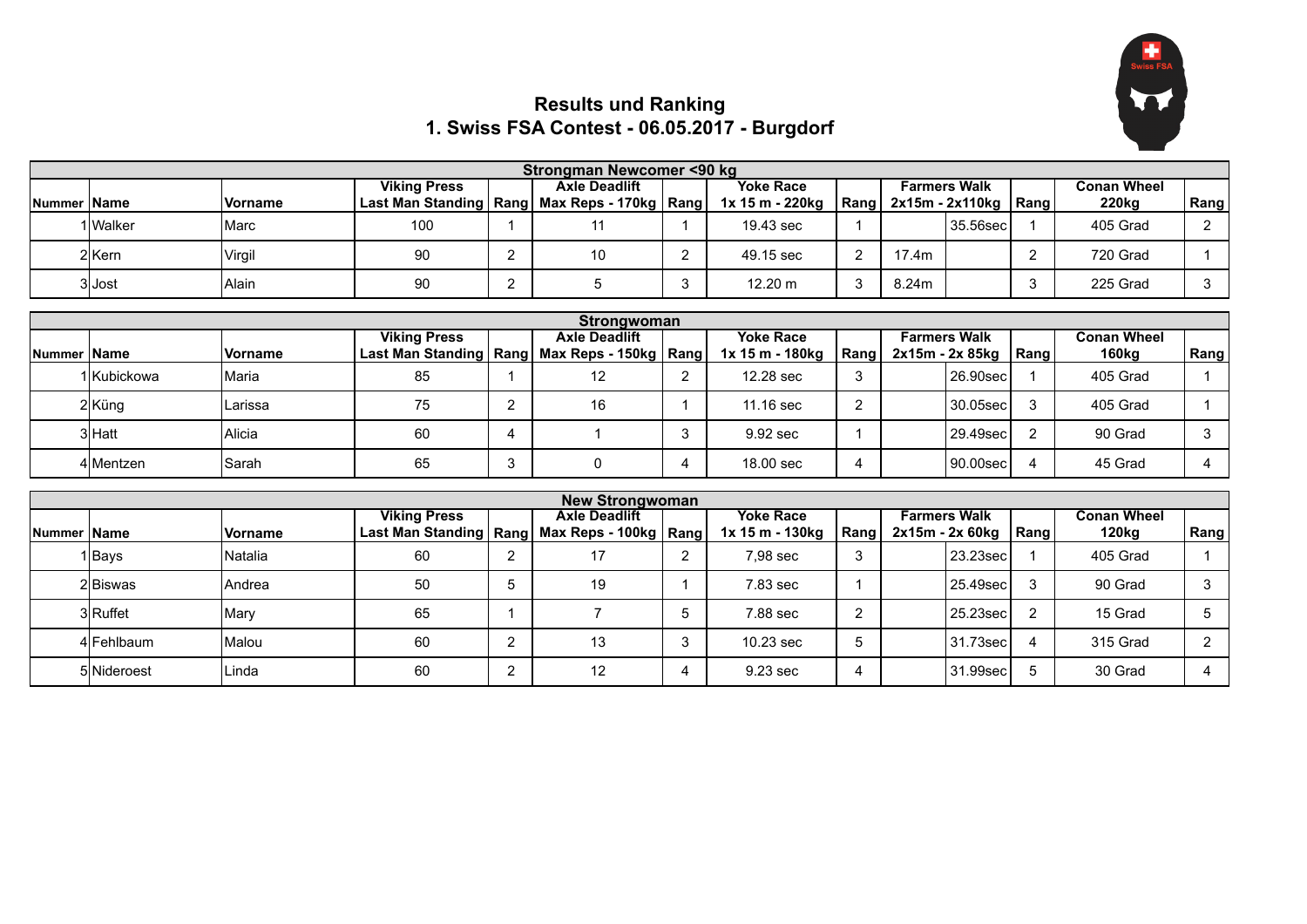## Results und Ranking
## 1. Swiss FSA Contest - 06.05.2017 - Burgdorf

| Strongman Newcomer <90 kg | | | | | | | | | | | | | |
|---|---|---|---|---|---|---|---|---|---|---|---|---|---|
| Nummer | Name | Vorname | Viking Press Last Man Standing | Rang | Axle Deadlift Max Reps - 170kg | Rang | Yoke Race 1x 15 m - 220kg | Rang | Farmers Walk 2x15m - 2x110kg | | Rang | Conan Wheel 220kg | Rang |
| 1 | Walker | Marc | 100 | 1 | 11 | 1 | 19.43 sec | 1 | | 35.56sec | 1 | 405 Grad | 2 |
| 2 | Kern | Virgil | 90 | 2 | 10 | 2 | 49.15 sec | 2 | 17.4m | | 2 | 720 Grad | 1 |
| 3 | Jost | Alain | 90 | 2 | 5 | 3 | 12.20 m | 3 | 8.24m | | 3 | 225 Grad | 3 |

| Strongwoman | | | | | | | | | | | | | |
|---|---|---|---|---|---|---|---|---|---|---|---|---|---|
| Nummer | Name | Vorname | Viking Press Last Man Standing | Rang | Axle Deadlift Max Reps - 150kg | Rang | Yoke Race 1x 15 m - 180kg | Rang | Farmers Walk 2x15m - 2x 85kg | | Rang | Conan Wheel 160kg | Rang |
| 1 | Kubickowa | Maria | 85 | 1 | 12 | 2 | 12.28 sec | 3 | | 26.90sec | 1 | 405 Grad | 1 |
| 2 | Küng | Larissa | 75 | 2 | 16 | 1 | 11.16 sec | 2 | | 30.05sec | 3 | 405 Grad | 1 |
| 3 | Hatt | Alicia | 60 | 4 | 1 | 3 | 9.92 sec | 1 | | 29.49sec | 2 | 90 Grad | 3 |
| 4 | Mentzen | Sarah | 65 | 3 | 0 | 4 | 18.00 sec | 4 | | 90.00sec | 4 | 45 Grad | 4 |

| New Strongwoman | | | | | | | | | | | | | |
|---|---|---|---|---|---|---|---|---|---|---|---|---|---|
| Nummer | Name | Vorname | Viking Press Last Man Standing | Rang | Axle Deadlift Max Reps - 100kg | Rang | Yoke Race 1x 15 m - 130kg | Rang | Farmers Walk 2x15m - 2x 60kg | | Rang | Conan Wheel 120kg | Rang |
| 1 | Bays | Natalia | 60 | 2 | 17 | 2 | 7,98 sec | 3 | | 23.23sec | 1 | 405 Grad | 1 |
| 2 | Biswas | Andrea | 50 | 5 | 19 | 1 | 7.83 sec | 1 | | 25.49sec | 3 | 90 Grad | 3 |
| 3 | Ruffet | Mary | 65 | 1 | 7 | 5 | 7.88 sec | 2 | | 25.23sec | 2 | 15 Grad | 5 |
| 4 | Fehlbaum | Malou | 60 | 2 | 13 | 3 | 10.23 sec | 5 | | 31.73sec | 4 | 315 Grad | 2 |
| 5 | Nideroest | Linda | 60 | 2 | 12 | 4 | 9.23 sec | 4 | | 31.99sec | 5 | 30 Grad | 4 |